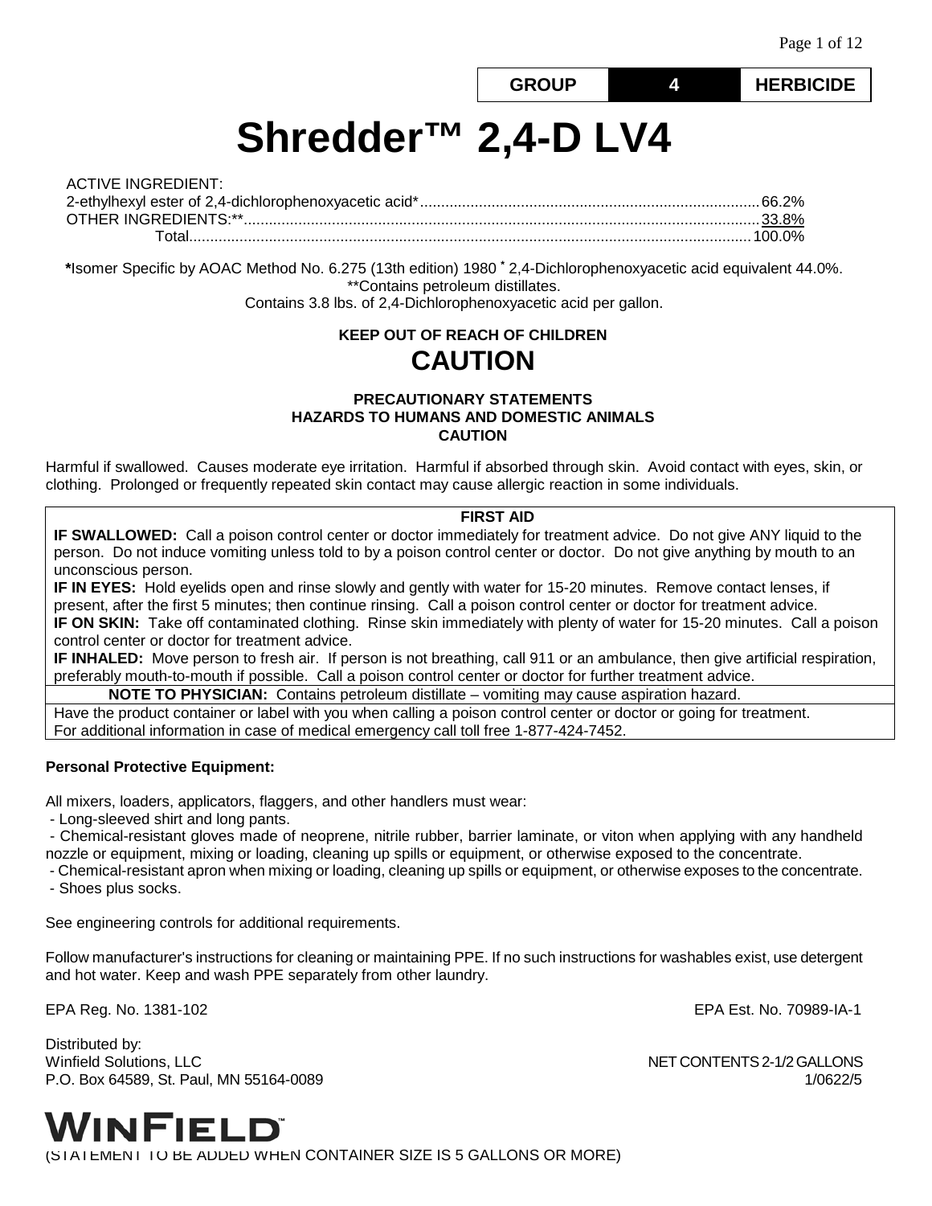| GROUP | 4 | HERBICIDE |
|---|---|---|

# Shredder™ 2,4-D LV4

ACTIVE INGREDIENT:

2-ethylhexyl ester of 2,4-dichlorophenoxyacetic acid*........................................ 66.2%
OTHER INGREDIENTS:**........................................................................................ 33.8%
Total........................................................................................................................ 100.0%

*Isomer Specific by AOAC Method No. 6.275 (13th edition) 1980 * 2,4-Dichlorophenoxyacetic acid equivalent 44.0%.
**Contains petroleum distillates.
Contains 3.8 lbs. of 2,4-Dichlorophenoxyacetic acid per gallon.

**KEEP OUT OF REACH OF CHILDREN**

## CAUTION

**PRECAUTIONARY STATEMENTS**
**HAZARDS TO HUMANS AND DOMESTIC ANIMALS**
**CAUTION**

Harmful if swallowed. Causes moderate eye irritation. Harmful if absorbed through skin. Avoid contact with eyes, skin, or clothing. Prolonged or frequently repeated skin contact may cause allergic reaction in some individuals.

**FIRST AID**

**IF SWALLOWED:** Call a poison control center or doctor immediately for treatment advice. Do not give ANY liquid to the person. Do not induce vomiting unless told to by a poison control center or doctor. Do not give anything by mouth to an unconscious person.

**IF IN EYES:** Hold eyelids open and rinse slowly and gently with water for 15-20 minutes. Remove contact lenses, if present, after the first 5 minutes; then continue rinsing. Call a poison control center or doctor for treatment advice.

**IF ON SKIN:** Take off contaminated clothing. Rinse skin immediately with plenty of water for 15-20 minutes. Call a poison control center or doctor for treatment advice.

**IF INHALED:** Move person to fresh air. If person is not breathing, call 911 or an ambulance, then give artificial respiration, preferably mouth-to-mouth if possible. Call a poison control center or doctor for further treatment advice.

**NOTE TO PHYSICIAN:** Contains petroleum distillate – vomiting may cause aspiration hazard.

Have the product container or label with you when calling a poison control center or doctor or going for treatment.
For additional information in case of medical emergency call toll free 1-877-424-7452.

**Personal Protective Equipment:**

All mixers, loaders, applicators, flaggers, and other handlers must wear:

- Long-sleeved shirt and long pants.
- Chemical-resistant gloves made of neoprene, nitrile rubber, barrier laminate, or viton when applying with any handheld nozzle or equipment, mixing or loading, cleaning up spills or equipment, or otherwise exposed to the concentrate.
- Chemical-resistant apron when mixing or loading, cleaning up spills or equipment, or otherwise exposes to the concentrate.
- Shoes plus socks.

See engineering controls for additional requirements.

Follow manufacturer's instructions for cleaning or maintaining PPE. If no such instructions for washables exist, use detergent and hot water. Keep and wash PPE separately from other laundry.

EPA Reg. No. 1381-102

EPA Est. No. 70989-IA-1

Distributed by:
Winfield Solutions, LLC
P.O. Box 64589, St. Paul, MN 55164-0089

NET CONTENTS 2-1/2 GALLONS
1/0622/5

WINFIELD™

(STATEMENT TO BE ADDED WHEN CONTAINER SIZE IS 5 GALLONS OR MORE)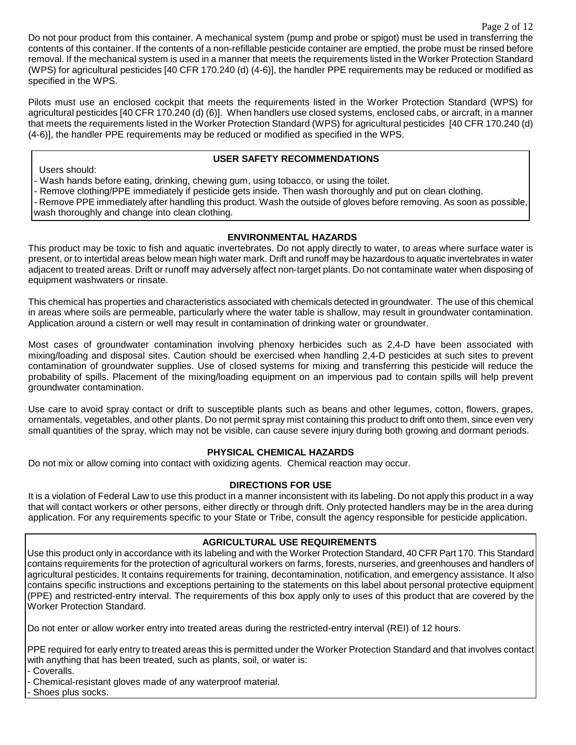Do not pour product from this container. A mechanical system (pump and probe or spigot) must be used in transferring the contents of this container. If the contents of a non-refillable pesticide container are emptied, the probe must be rinsed before removal. If the mechanical system is used in a manner that meets the requirements listed in the Worker Protection Standard (WPS) for agricultural pesticides [40 CFR 170.240 (d) (4-6)], the handler PPE requirements may be reduced or modified as specified in the WPS.

Pilots must use an enclosed cockpit that meets the requirements listed in the Worker Protection Standard (WPS) for agricultural pesticides [40 CFR 170.240 (d) (6)]. When handlers use closed systems, enclosed cabs, or aircraft, in a manner that meets the requirements listed in the Worker Protection Standard (WPS) for agricultural pesticides [40 CFR 170.240 (d) (4-6)], the handler PPE requirements may be reduced or modified as specified in the WPS.

## USER SAFETY RECOMMENDATIONS

Users should:

- Wash hands before eating, drinking, chewing gum, using tobacco, or using the toilet.
- Remove clothing/PPE immediately if pesticide gets inside. Then wash thoroughly and put on clean clothing.
- Remove PPE immediately after handling this product. Wash the outside of gloves before removing. As soon as possible, wash thoroughly and change into clean clothing.

## ENVIRONMENTAL HAZARDS

This product may be toxic to fish and aquatic invertebrates. Do not apply directly to water, to areas where surface water is present, or to intertidal areas below mean high water mark. Drift and runoff may be hazardous to aquatic invertebrates in water adjacent to treated areas. Drift or runoff may adversely affect non-target plants. Do not contaminate water when disposing of equipment washwaters or rinsate.

This chemical has properties and characteristics associated with chemicals detected in groundwater. The use of this chemical in areas where soils are permeable, particularly where the water table is shallow, may result in groundwater contamination. Application around a cistern or well may result in contamination of drinking water or groundwater.

Most cases of groundwater contamination involving phenoxy herbicides such as 2,4-D have been associated with mixing/loading and disposal sites. Caution should be exercised when handling 2,4-D pesticides at such sites to prevent contamination of groundwater supplies. Use of closed systems for mixing and transferring this pesticide will reduce the probability of spills. Placement of the mixing/loading equipment on an impervious pad to contain spills will help prevent groundwater contamination.

Use care to avoid spray contact or drift to susceptible plants such as beans and other legumes, cotton, flowers, grapes, ornamentals, vegetables, and other plants. Do not permit spray mist containing this product to drift onto them, since even very small quantities of the spray, which may not be visible, can cause severe injury during both growing and dormant periods.

## PHYSICAL CHEMICAL HAZARDS

Do not mix or allow coming into contact with oxidizing agents. Chemical reaction may occur.

## DIRECTIONS FOR USE

It is a violation of Federal Law to use this product in a manner inconsistent with its labeling. Do not apply this product in a way that will contact workers or other persons, either directly or through drift. Only protected handlers may be in the area during application. For any requirements specific to your State or Tribe, consult the agency responsible for pesticide application.

## AGRICULTURAL USE REQUIREMENTS

Use this product only in accordance with its labeling and with the Worker Protection Standard, 40 CFR Part 170. This Standard contains requirements for the protection of agricultural workers on farms, forests, nurseries, and greenhouses and handlers of agricultural pesticides. It contains requirements for training, decontamination, notification, and emergency assistance. It also contains specific instructions and exceptions pertaining to the statements on this label about personal protective equipment (PPE) and restricted-entry interval. The requirements of this box apply only to uses of this product that are covered by the Worker Protection Standard.

Do not enter or allow worker entry into treated areas during the restricted-entry interval (REI) of 12 hours.

PPE required for early entry to treated areas this is permitted under the Worker Protection Standard and that involves contact with anything that has been treated, such as plants, soil, or water is:

- Coveralls.
- Chemical-resistant gloves made of any waterproof material.
- Shoes plus socks.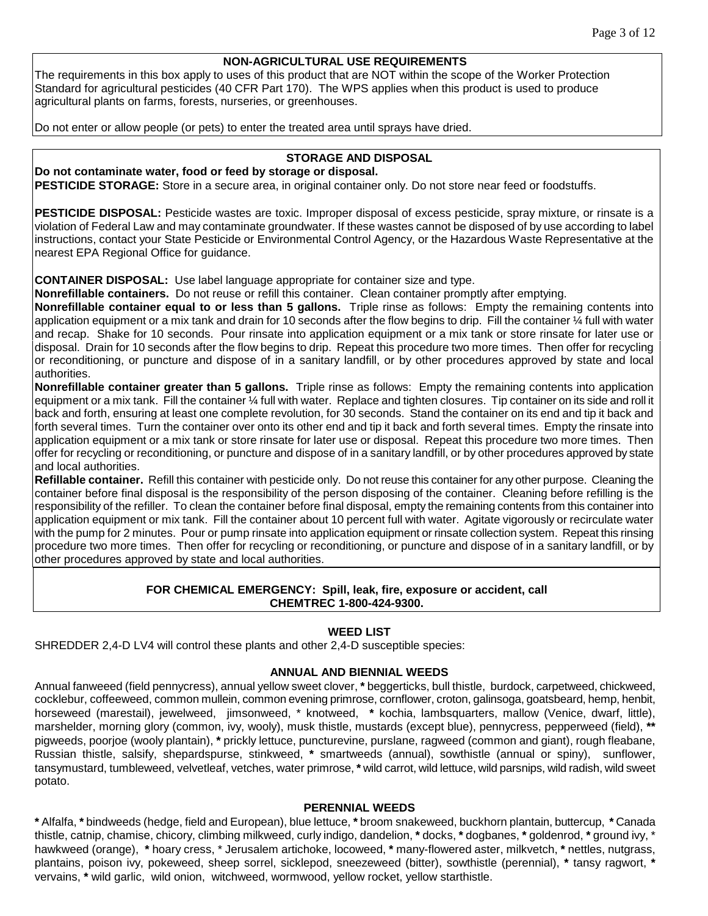## NON-AGRICULTURAL USE REQUIREMENTS

The requirements in this box apply to uses of this product that are NOT within the scope of the Worker Protection Standard for agricultural pesticides (40 CFR Part 170). The WPS applies when this product is used to produce agricultural plants on farms, forests, nurseries, or greenhouses.

Do not enter or allow people (or pets) to enter the treated area until sprays have dried.

## STORAGE AND DISPOSAL

**Do not contaminate water, food or feed by storage or disposal.**

**PESTICIDE STORAGE:** Store in a secure area, in original container only. Do not store near feed or foodstuffs.

**PESTICIDE DISPOSAL:** Pesticide wastes are toxic. Improper disposal of excess pesticide, spray mixture, or rinsate is a violation of Federal Law and may contaminate groundwater. If these wastes cannot be disposed of by use according to label instructions, contact your State Pesticide or Environmental Control Agency, or the Hazardous Waste Representative at the nearest EPA Regional Office for guidance.

**CONTAINER DISPOSAL:** Use label language appropriate for container size and type.

**Nonrefillable containers.** Do not reuse or refill this container. Clean container promptly after emptying.

**Nonrefillable container equal to or less than 5 gallons.** Triple rinse as follows: Empty the remaining contents into application equipment or a mix tank and drain for 10 seconds after the flow begins to drip. Fill the container ¼ full with water and recap. Shake for 10 seconds. Pour rinsate into application equipment or a mix tank or store rinsate for later use or disposal. Drain for 10 seconds after the flow begins to drip. Repeat this procedure two more times. Then offer for recycling or reconditioning, or puncture and dispose of in a sanitary landfill, or by other procedures approved by state and local authorities.

**Nonrefillable container greater than 5 gallons.** Triple rinse as follows: Empty the remaining contents into application equipment or a mix tank. Fill the container ¼ full with water. Replace and tighten closures. Tip container on its side and roll it back and forth, ensuring at least one complete revolution, for 30 seconds. Stand the container on its end and tip it back and forth several times. Turn the container over onto its other end and tip it back and forth several times. Empty the rinsate into application equipment or a mix tank or store rinsate for later use or disposal. Repeat this procedure two more times. Then offer for recycling or reconditioning, or puncture and dispose of in a sanitary landfill, or by other procedures approved by state and local authorities.

**Refillable container.** Refill this container with pesticide only. Do not reuse this container for any other purpose. Cleaning the container before final disposal is the responsibility of the person disposing of the container. Cleaning before refilling is the responsibility of the refiller. To clean the container before final disposal, empty the remaining contents from this container into application equipment or mix tank. Fill the container about 10 percent full with water. Agitate vigorously or recirculate water with the pump for 2 minutes. Pour or pump rinsate into application equipment or rinsate collection system. Repeat this rinsing procedure two more times. Then offer for recycling or reconditioning, or puncture and dispose of in a sanitary landfill, or by other procedures approved by state and local authorities.

**FOR CHEMICAL EMERGENCY: Spill, leak, fire, exposure or accident, call CHEMTREC 1-800-424-9300.**

## WEED LIST

SHREDDER 2,4-D LV4 will control these plants and other 2,4-D susceptible species:

### ANNUAL AND BIENNIAL WEEDS

Annual fanweeed (field pennycress), annual yellow sweet clover, * beggerticks, bull thistle, burdock, carpetweed, chickweed, cocklebur, coffeeweed, common mullein, common evening primrose, cornflower, croton, galinsoga, goatsbeard, hemp, henbit, horseweed (marestail), jewelweed, jimsonweed, * knotweed, * kochia, lambsquarters, mallow (Venice, dwarf, little), marshelder, morning glory (common, ivy, wooly), musk thistle, mustards (except blue), pennycress, pepperweed (field), ** pigweeds, poorjoe (wooly plantain), * prickly lettuce, puncturevine, purslane, ragweed (common and giant), rough fleabane, Russian thistle, salsify, shepardspurse, stinkweed, * smartweeds (annual), sowthistle (annual or spiny), sunflower, tansymustard, tumbleweed, velvetleaf, vetches, water primrose, * wild carrot, wild lettuce, wild parsnips, wild radish, wild sweet potato.

### PERENNIAL WEEDS

* Alfalfa, * bindweeds (hedge, field and European), blue lettuce, * broom snakeweed, buckhorn plantain, buttercup, * Canada thistle, catnip, chamise, chicory, climbing milkweed, curly indigo, dandelion, * docks, * dogbanes, * goldenrod, * ground ivy, * hawkweed (orange), * hoary cress, * Jerusalem artichoke, locoweed, * many-flowered aster, milkvetch, * nettles, nutgrass, plantains, poison ivy, pokeweed, sheep sorrel, sicklepod, sneezeweed (bitter), sowthistle (perennial), * tansy ragwort, * vervains, * wild garlic, wild onion, witchweed, wormwood, yellow rocket, yellow starthistle.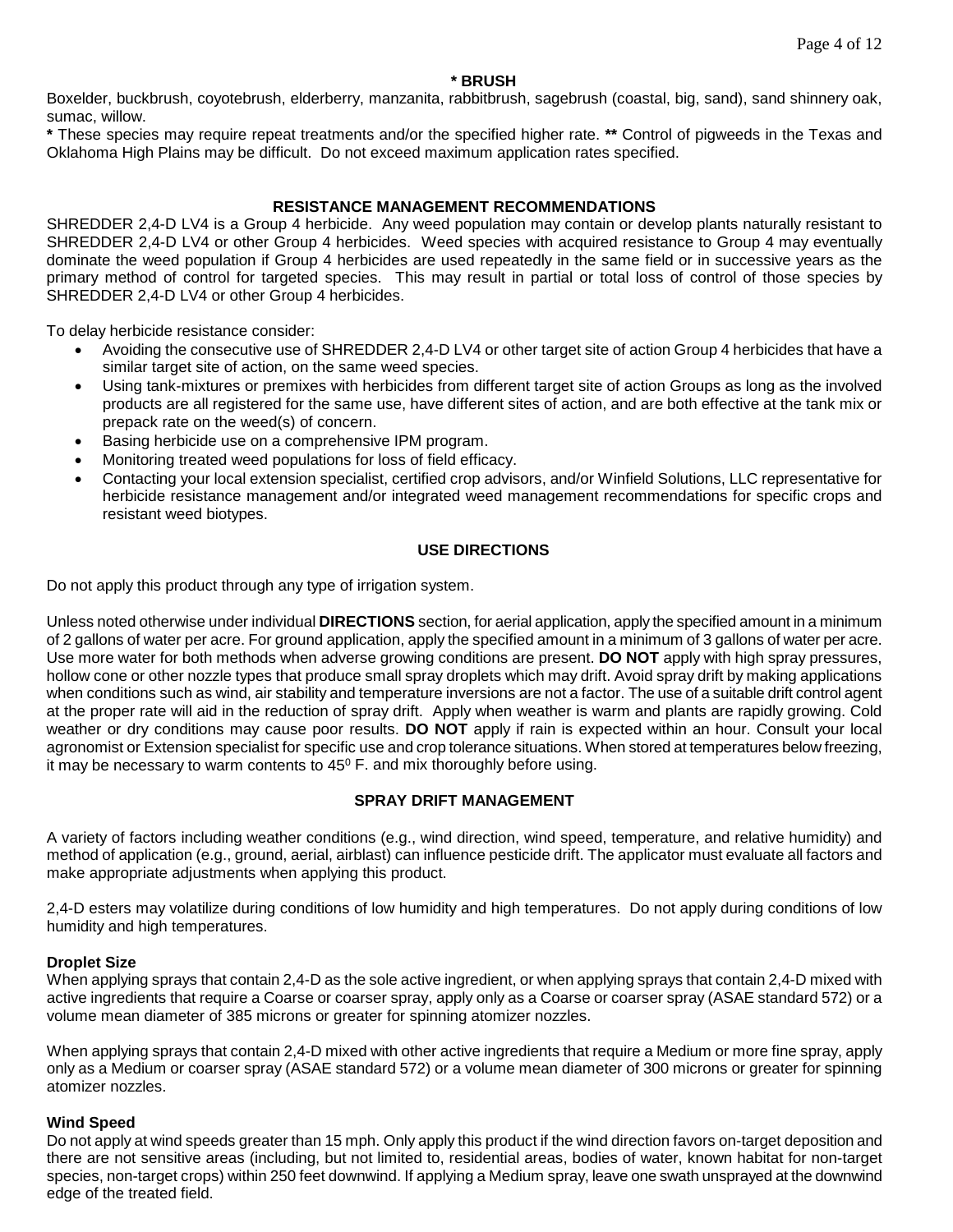**\* BRUSH**

Boxelder, buckbrush, coyotebrush, elderberry, manzanita, rabbitbrush, sagebrush (coastal, big, sand), sand shinnery oak, sumac, willow.

**\*** These species may require repeat treatments and/or the specified higher rate. **\*\*** Control of pigweeds in the Texas and Oklahoma High Plains may be difficult. Do not exceed maximum application rates specified.

## RESISTANCE MANAGEMENT RECOMMENDATIONS

SHREDDER 2,4-D LV4 is a Group 4 herbicide. Any weed population may contain or develop plants naturally resistant to SHREDDER 2,4-D LV4 or other Group 4 herbicides. Weed species with acquired resistance to Group 4 may eventually dominate the weed population if Group 4 herbicides are used repeatedly in the same field or in successive years as the primary method of control for targeted species. This may result in partial or total loss of control of those species by SHREDDER 2,4-D LV4 or other Group 4 herbicides.

To delay herbicide resistance consider:

- Avoiding the consecutive use of SHREDDER 2,4-D LV4 or other target site of action Group 4 herbicides that have a similar target site of action, on the same weed species.
- Using tank-mixtures or premixes with herbicides from different target site of action Groups as long as the involved products are all registered for the same use, have different sites of action, and are both effective at the tank mix or prepack rate on the weed(s) of concern.
- Basing herbicide use on a comprehensive IPM program.
- Monitoring treated weed populations for loss of field efficacy.
- Contacting your local extension specialist, certified crop advisors, and/or Winfield Solutions, LLC representative for herbicide resistance management and/or integrated weed management recommendations for specific crops and resistant weed biotypes.

## USE DIRECTIONS

Do not apply this product through any type of irrigation system.

Unless noted otherwise under individual **DIRECTIONS** section, for aerial application, apply the specified amount in a minimum of 2 gallons of water per acre. For ground application, apply the specified amount in a minimum of 3 gallons of water per acre. Use more water for both methods when adverse growing conditions are present. **DO NOT** apply with high spray pressures, hollow cone or other nozzle types that produce small spray droplets which may drift. Avoid spray drift by making applications when conditions such as wind, air stability and temperature inversions are not a factor. The use of a suitable drift control agent at the proper rate will aid in the reduction of spray drift. Apply when weather is warm and plants are rapidly growing. Cold weather or dry conditions may cause poor results. **DO NOT** apply if rain is expected within an hour. Consult your local agronomist or Extension specialist for specific use and crop tolerance situations. When stored at temperatures below freezing, it may be necessary to warm contents to 45$^0$ F. and mix thoroughly before using.

## SPRAY DRIFT MANAGEMENT

A variety of factors including weather conditions (e.g., wind direction, wind speed, temperature, and relative humidity) and method of application (e.g., ground, aerial, airblast) can influence pesticide drift. The applicator must evaluate all factors and make appropriate adjustments when applying this product.

2,4-D esters may volatilize during conditions of low humidity and high temperatures. Do not apply during conditions of low humidity and high temperatures.

### Droplet Size

When applying sprays that contain 2,4-D as the sole active ingredient, or when applying sprays that contain 2,4-D mixed with active ingredients that require a Coarse or coarser spray, apply only as a Coarse or coarser spray (ASAE standard 572) or a volume mean diameter of 385 microns or greater for spinning atomizer nozzles.

When applying sprays that contain 2,4-D mixed with other active ingredients that require a Medium or more fine spray, apply only as a Medium or coarser spray (ASAE standard 572) or a volume mean diameter of 300 microns or greater for spinning atomizer nozzles.

### Wind Speed

Do not apply at wind speeds greater than 15 mph. Only apply this product if the wind direction favors on-target deposition and there are not sensitive areas (including, but not limited to, residential areas, bodies of water, known habitat for non-target species, non-target crops) within 250 feet downwind. If applying a Medium spray, leave one swath unsprayed at the downwind edge of the treated field.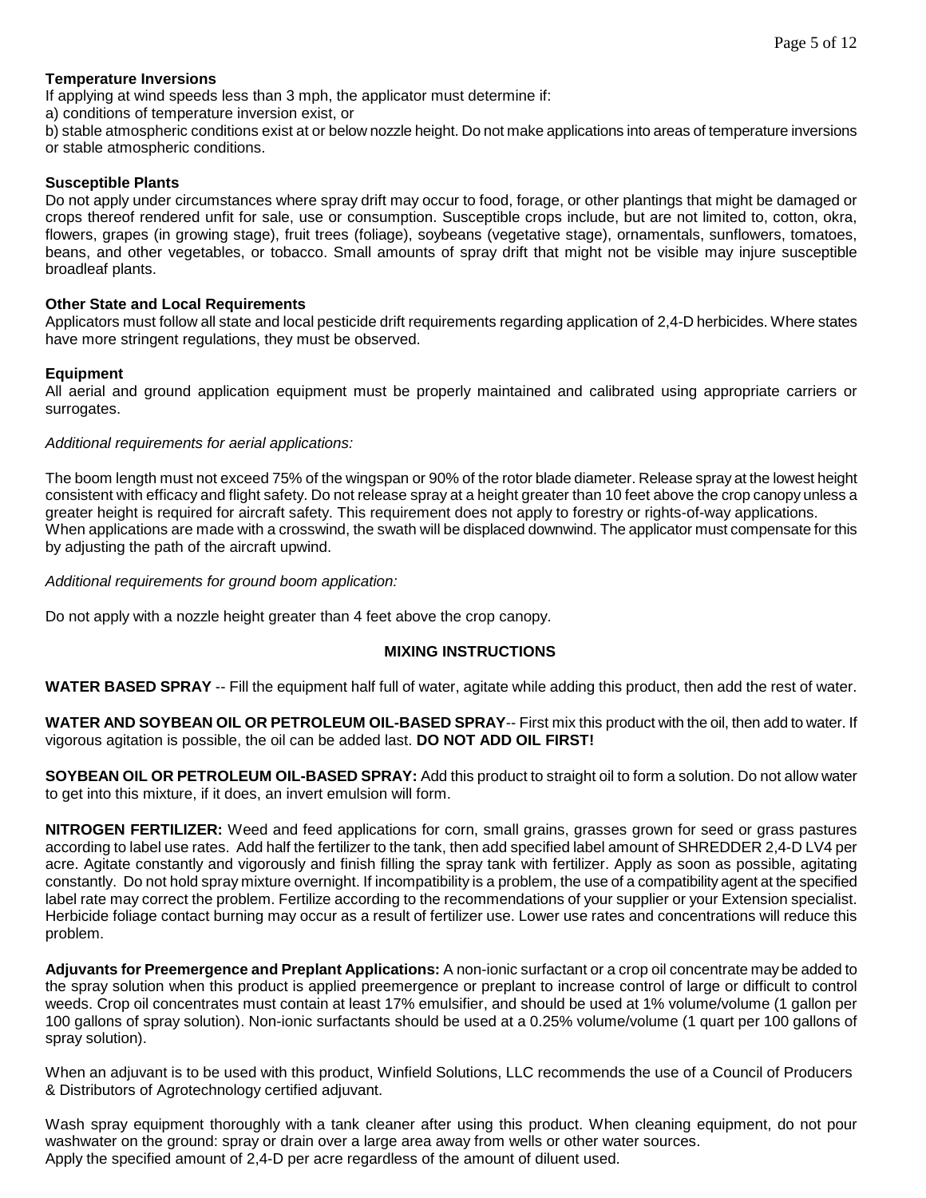**Temperature Inversions**

If applying at wind speeds less than 3 mph, the applicator must determine if:

a) conditions of temperature inversion exist, or

b) stable atmospheric conditions exist at or below nozzle height. Do not make applications into areas of temperature inversions or stable atmospheric conditions.

**Susceptible Plants**

Do not apply under circumstances where spray drift may occur to food, forage, or other plantings that might be damaged or crops thereof rendered unfit for sale, use or consumption. Susceptible crops include, but are not limited to, cotton, okra, flowers, grapes (in growing stage), fruit trees (foliage), soybeans (vegetative stage), ornamentals, sunflowers, tomatoes, beans, and other vegetables, or tobacco. Small amounts of spray drift that might not be visible may injure susceptible broadleaf plants.

**Other State and Local Requirements**

Applicators must follow all state and local pesticide drift requirements regarding application of 2,4-D herbicides. Where states have more stringent regulations, they must be observed.

**Equipment**

All aerial and ground application equipment must be properly maintained and calibrated using appropriate carriers or surrogates.

*Additional requirements for aerial applications:*

The boom length must not exceed 75% of the wingspan or 90% of the rotor blade diameter. Release spray at the lowest height consistent with efficacy and flight safety. Do not release spray at a height greater than 10 feet above the crop canopy unless a greater height is required for aircraft safety. This requirement does not apply to forestry or rights-of-way applications.
When applications are made with a crosswind, the swath will be displaced downwind. The applicator must compensate for this by adjusting the path of the aircraft upwind.

*Additional requirements for ground boom application:*

Do not apply with a nozzle height greater than 4 feet above the crop canopy.

## MIXING INSTRUCTIONS

**WATER BASED SPRAY** -- Fill the equipment half full of water, agitate while adding this product, then add the rest of water.

**WATER AND SOYBEAN OIL OR PETROLEUM OIL-BASED SPRAY**-- First mix this product with the oil, then add to water. If vigorous agitation is possible, the oil can be added last. **DO NOT ADD OIL FIRST!**

**SOYBEAN OIL OR PETROLEUM OIL-BASED SPRAY:** Add this product to straight oil to form a solution. Do not allow water to get into this mixture, if it does, an invert emulsion will form.

**NITROGEN FERTILIZER:** Weed and feed applications for corn, small grains, grasses grown for seed or grass pastures according to label use rates. Add half the fertilizer to the tank, then add specified label amount of SHREDDER 2,4-D LV4 per acre. Agitate constantly and vigorously and finish filling the spray tank with fertilizer. Apply as soon as possible, agitating constantly. Do not hold spray mixture overnight. If incompatibility is a problem, the use of a compatibility agent at the specified label rate may correct the problem. Fertilize according to the recommendations of your supplier or your Extension specialist. Herbicide foliage contact burning may occur as a result of fertilizer use. Lower use rates and concentrations will reduce this problem.

**Adjuvants for Preemergence and Preplant Applications:** A non-ionic surfactant or a crop oil concentrate may be added to the spray solution when this product is applied preemergence or preplant to increase control of large or difficult to control weeds. Crop oil concentrates must contain at least 17% emulsifier, and should be used at 1% volume/volume (1 gallon per 100 gallons of spray solution). Non-ionic surfactants should be used at a 0.25% volume/volume (1 quart per 100 gallons of spray solution).

When an adjuvant is to be used with this product, Winfield Solutions, LLC recommends the use of a Council of Producers & Distributors of Agrotechnology certified adjuvant.

Wash spray equipment thoroughly with a tank cleaner after using this product. When cleaning equipment, do not pour washwater on the ground: spray or drain over a large area away from wells or other water sources.
Apply the specified amount of 2,4-D per acre regardless of the amount of diluent used.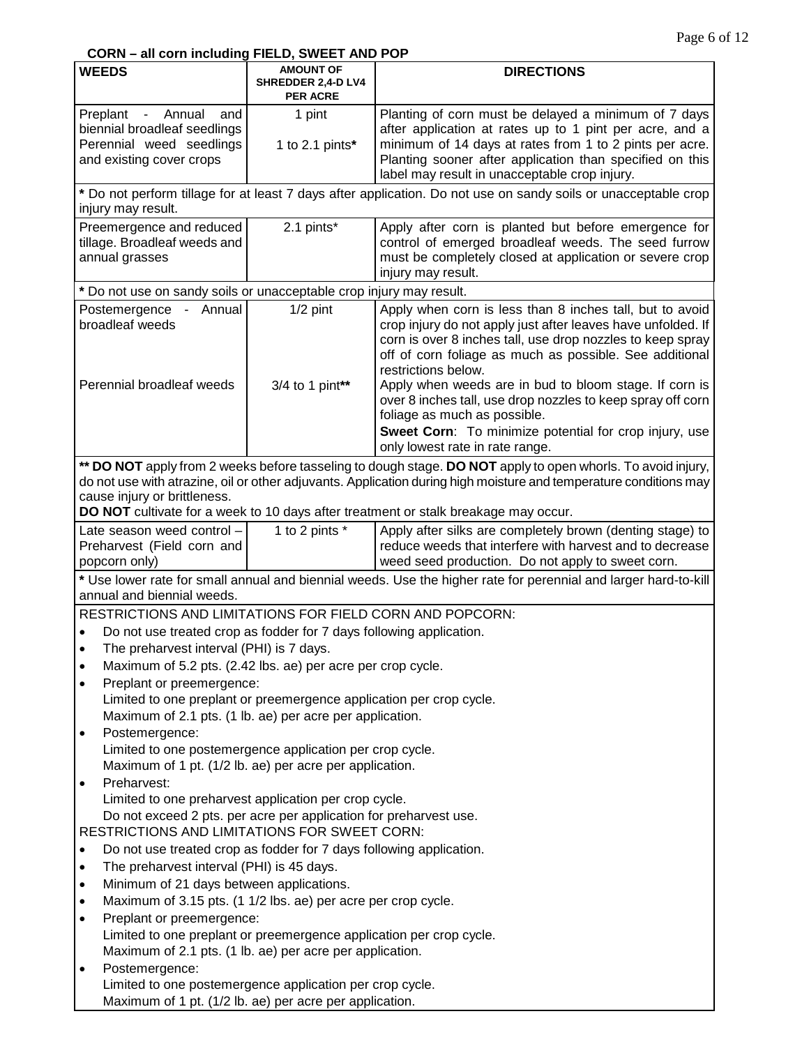**CORN – all corn including FIELD, SWEET AND POP**

| WEEDS | AMOUNT OF SHREDDER 2,4-D LV4 PER ACRE | DIRECTIONS |
|---|---|---|
| Preplant - Annual and biennial broadleaf seedlings<br>Perennial weed seedlings and existing cover crops | 1 pint<br><br>1 to 2.1 pints* | Planting of corn must be delayed a minimum of 7 days after application at rates up to 1 pint per acre, and a minimum of 14 days at rates from 1 to 2 pints per acre. Planting sooner after application than specified on this label may result in unacceptable crop injury. |
| * Do not perform tillage for at least 7 days after application. Do not use on sandy soils or unacceptable crop injury may result. | | |
| Preemergence and reduced tillage. Broadleaf weeds and annual grasses | 2.1 pints* | Apply after corn is planted but before emergence for control of emerged broadleaf weeds. The seed furrow must be completely closed at application or severe crop injury may result. |
| * Do not use on sandy soils or unacceptable crop injury may result. | | |
| Postemergence - Annual broadleaf weeds<br><br>Perennial broadleaf weeds | 1/2 pint<br><br>3/4 to 1 pint** | Apply when corn is less than 8 inches tall, but to avoid crop injury do not apply just after leaves have unfolded. If corn is over 8 inches tall, use drop nozzles to keep spray off of corn foliage as much as possible. See additional restrictions below.<br>Apply when weeds are in bud to bloom stage. If corn is over 8 inches tall, use drop nozzles to keep spray off corn foliage as much as possible.<br>**Sweet Corn**: To minimize potential for crop injury, use only lowest rate in rate range. |
| ** **DO NOT** apply from 2 weeks before tasseling to dough stage. **DO NOT** apply to open whorls. To avoid injury, do not use with atrazine, oil or other adjuvants. Application during high moisture and temperature conditions may cause injury or brittleness.<br>**DO NOT** cultivate for a week to 10 days after treatment or stalk breakage may occur. | | |
| Late season weed control – Preharvest (Field corn and popcorn only) | 1 to 2 pints * | Apply after silks are completely brown (denting stage) to reduce weeds that interfere with harvest and to decrease weed seed production. Do not apply to sweet corn. |
| * Use lower rate for small annual and biennial weeds. Use the higher rate for perennial and larger hard-to-kill annual and biennial weeds. | | |

RESTRICTIONS AND LIMITATIONS FOR FIELD CORN AND POPCORN:

- Do not use treated crop as fodder for 7 days following application.
- The preharvest interval (PHI) is 7 days.
- Maximum of 5.2 pts. (2.42 lbs. ae) per acre per crop cycle.
- Preplant or preemergence:
  Limited to one preplant or preemergence application per crop cycle.
  Maximum of 2.1 pts. (1 lb. ae) per acre per application.
- Postemergence:
  Limited to one postemergence application per crop cycle.
  Maximum of 1 pt. (1/2 lb. ae) per acre per application.
- Preharvest:
  Limited to one preharvest application per crop cycle.
  Do not exceed 2 pts. per acre per application for preharvest use.

RESTRICTIONS AND LIMITATIONS FOR SWEET CORN:

- Do not use treated crop as fodder for 7 days following application.
- The preharvest interval (PHI) is 45 days.
- Minimum of 21 days between applications.
- Maximum of 3.15 pts. (1 1/2 lbs. ae) per acre per crop cycle.
- Preplant or preemergence:
  Limited to one preplant or preemergence application per crop cycle.
  Maximum of 2.1 pts. (1 lb. ae) per acre per application.
- Postemergence:
  Limited to one postemergence application per crop cycle.
  Maximum of 1 pt. (1/2 lb. ae) per acre per application.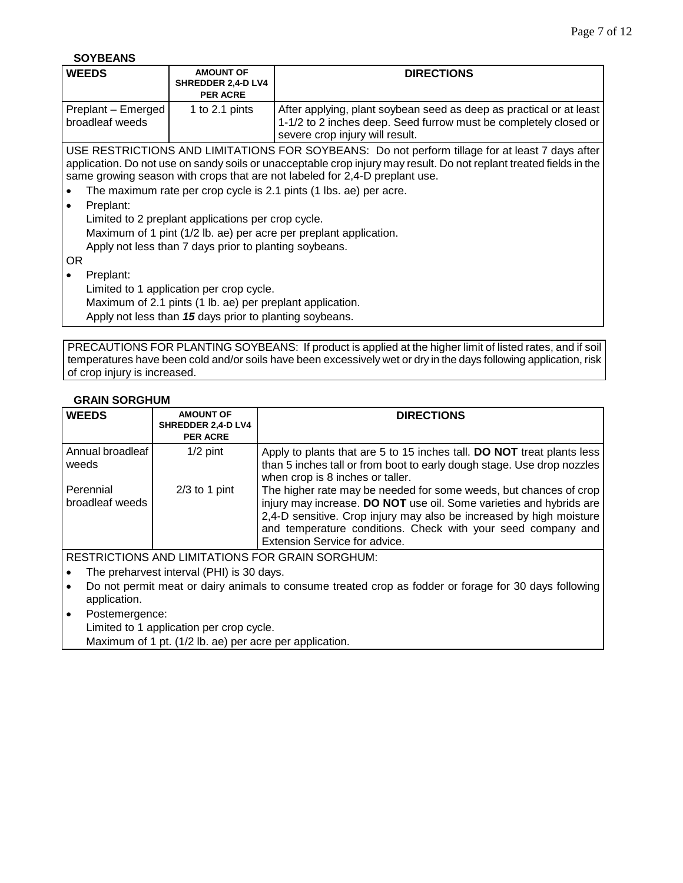### SOYBEANS

| WEEDS | AMOUNT OF SHREDDER 2,4-D LV4 PER ACRE | DIRECTIONS |
| --- | --- | --- |
| Preplant – Emerged broadleaf weeds | 1 to 2.1 pints | After applying, plant soybean seed as deep as practical or at least 1-1/2 to 2 inches deep. Seed furrow must be completely closed or severe crop injury will result. |

USE RESTRICTIONS AND LIMITATIONS FOR SOYBEANS: Do not perform tillage for at least 7 days after application. Do not use on sandy soils or unacceptable crop injury may result. Do not replant treated fields in the same growing season with crops that are not labeled for 2,4-D preplant use.

- The maximum rate per crop cycle is 2.1 pints (1 lbs. ae) per acre.
- Preplant:
  Limited to 2 preplant applications per crop cycle.
  Maximum of 1 pint (1/2 lb. ae) per acre per preplant application.
  Apply not less than 7 days prior to planting soybeans.

OR

- Preplant:
  Limited to 1 application per crop cycle.
  Maximum of 2.1 pints (1 lb. ae) per preplant application.
  Apply not less than ***15*** days prior to planting soybeans.

PRECAUTIONS FOR PLANTING SOYBEANS: If product is applied at the higher limit of listed rates, and if soil temperatures have been cold and/or soils have been excessively wet or dry in the days following application, risk of crop injury is increased.

### GRAIN SORGHUM

| WEEDS | AMOUNT OF SHREDDER 2,4-D LV4 PER ACRE | DIRECTIONS |
| --- | --- | --- |
| Annual broadleaf weeds | 1/2 pint | Apply to plants that are 5 to 15 inches tall. **DO NOT** treat plants less than 5 inches tall or from boot to early dough stage. Use drop nozzles when crop is 8 inches or taller. |
| Perennial broadleaf weeds | 2/3 to 1 pint | The higher rate may be needed for some weeds, but chances of crop injury may increase. **DO NOT** use oil. Some varieties and hybrids are 2,4-D sensitive. Crop injury may also be increased by high moisture and temperature conditions. Check with your seed company and Extension Service for advice. |

RESTRICTIONS AND LIMITATIONS FOR GRAIN SORGHUM:

- The preharvest interval (PHI) is 30 days.
- Do not permit meat or dairy animals to consume treated crop as fodder or forage for 30 days following application.
- Postemergence:
  Limited to 1 application per crop cycle.
  Maximum of 1 pt. (1/2 lb. ae) per acre per application.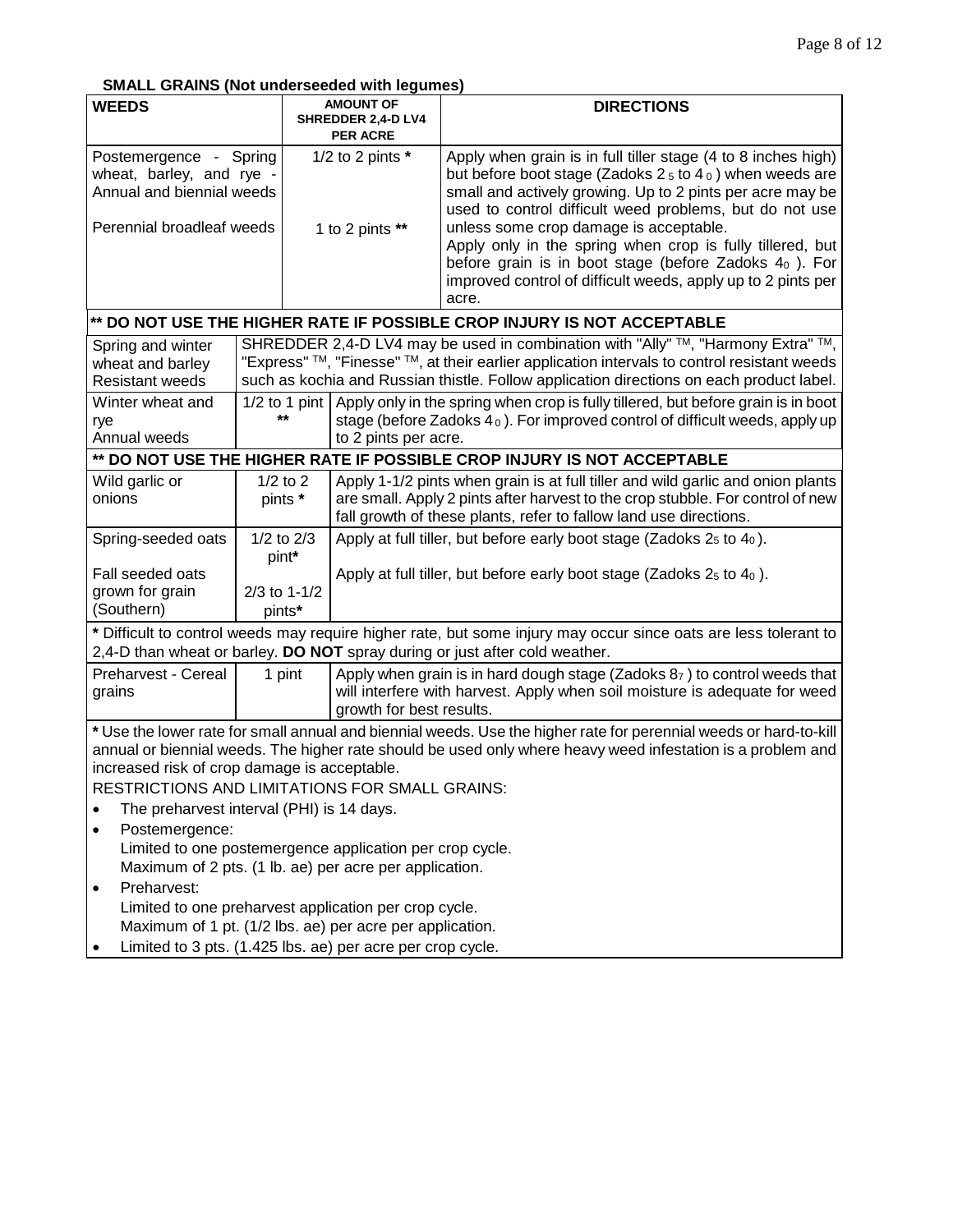**SMALL GRAINS (Not underseeded with legumes)**

| WEEDS | AMOUNT OF SHREDDER 2,4-D LV4 PER ACRE | DIRECTIONS |
|---|---|---|
| Postemergence - Spring wheat, barley, and rye - Annual and biennial weeds | 1/2 to 2 pints * | Apply when grain is in full tiller stage (4 to 8 inches high) but before boot stage (Zadoks $2_5$ to $4_0$) when weeds are small and actively growing. Up to 2 pints per acre may be used to control difficult weed problems, but do not use unless some crop damage is acceptable. |
| Perennial broadleaf weeds | 1 to 2 pints ** | Apply only in the spring when crop is fully tillered, but before grain is in boot stage (before Zadoks $4_0$). For improved control of difficult weeds, apply up to 2 pints per acre. |
| **** DO NOT USE THE HIGHER RATE IF POSSIBLE CROP INJURY IS NOT ACCEPTABLE** | | |
| Spring and winter wheat and barley Resistant weeds | SHREDDER 2,4-D LV4 may be used in combination with "Ally" ™, "Harmony Extra" ™, "Express" ™, "Finesse" ™, at their earlier application intervals to control resistant weeds such as kochia and Russian thistle. Follow application directions on each product label. | |
| Winter wheat and rye Annual weeds | 1/2 to 1 pint ** | Apply only in the spring when crop is fully tillered, but before grain is in boot stage (before Zadoks $4_0$). For improved control of difficult weeds, apply up to 2 pints per acre. |
| **** DO NOT USE THE HIGHER RATE IF POSSIBLE CROP INJURY IS NOT ACCEPTABLE** | | |
| Wild garlic or onions | 1/2 to 2 pints * | Apply 1-1/2 pints when grain is at full tiller and wild garlic and onion plants are small. Apply 2 pints after harvest to the crop stubble. For control of new fall growth of these plants, refer to fallow land use directions. |
| Spring-seeded oats | 1/2 to 2/3 pint* | Apply at full tiller, but before early boot stage (Zadoks $2_5$ to $4_0$). |
| Fall seeded oats grown for grain (Southern) | 2/3 to 1-1/2 pints* | Apply at full tiller, but before early boot stage (Zadoks $2_5$ to $4_0$). |
| * Difficult to control weeds may require higher rate, but some injury may occur since oats are less tolerant to 2,4-D than wheat or barley. **DO NOT** spray during or just after cold weather. | | |
| Preharvest - Cereal grains | 1 pint | Apply when grain is in hard dough stage (Zadoks $8_7$) to control weeds that will interfere with harvest. Apply when soil moisture is adequate for weed growth for best results. |

**\*** Use the lower rate for small annual and biennial weeds. Use the higher rate for perennial weeds or hard-to-kill annual or biennial weeds. The higher rate should be used only where heavy weed infestation is a problem and increased risk of crop damage is acceptable.

RESTRICTIONS AND LIMITATIONS FOR SMALL GRAINS:

- The preharvest interval (PHI) is 14 days.
- Postemergence:
  Limited to one postemergence application per crop cycle.
  Maximum of 2 pts. (1 lb. ae) per acre per application.
- Preharvest:
  Limited to one preharvest application per crop cycle.
  Maximum of 1 pt. (1/2 lbs. ae) per acre per application.
- Limited to 3 pts. (1.425 lbs. ae) per acre per crop cycle.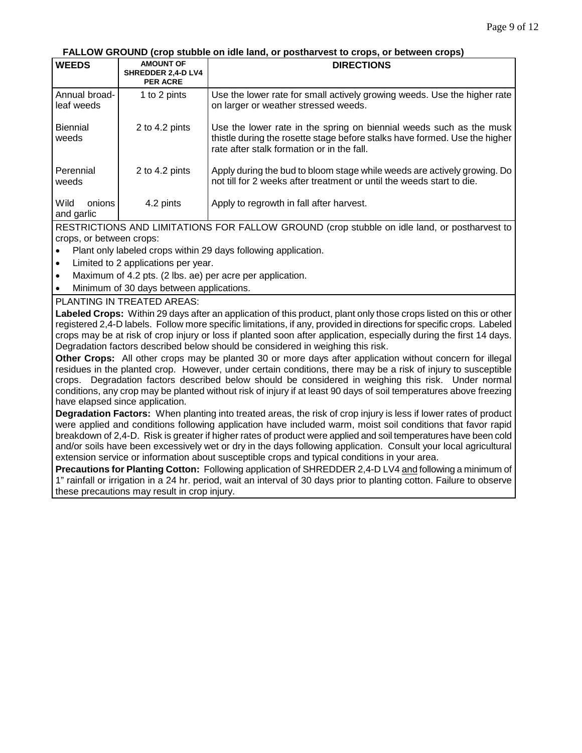**FALLOW GROUND (crop stubble on idle land, or postharvest to crops, or between crops)**

| WEEDS | AMOUNT OF SHREDDER 2,4-D LV4 PER ACRE | DIRECTIONS |
|---|---|---|
| Annual broad-leaf weeds | 1 to 2 pints | Use the lower rate for small actively growing weeds. Use the higher rate on larger or weather stressed weeds. |
| Biennial weeds | 2 to 4.2 pints | Use the lower rate in the spring on biennial weeds such as the musk thistle during the rosette stage before stalks have formed. Use the higher rate after stalk formation or in the fall. |
| Perennial weeds | 2 to 4.2 pints | Apply during the bud to bloom stage while weeds are actively growing. Do not till for 2 weeks after treatment or until the weeds start to die. |
| Wild onions and garlic | 4.2 pints | Apply to regrowth in fall after harvest. |

RESTRICTIONS AND LIMITATIONS FOR FALLOW GROUND (crop stubble on idle land, or postharvest to crops, or between crops:

- Plant only labeled crops within 29 days following application.
- Limited to 2 applications per year.
- Maximum of 4.2 pts. (2 lbs. ae) per acre per application.
- Minimum of 30 days between applications.

PLANTING IN TREATED AREAS:

**Labeled Crops:** Within 29 days after an application of this product, plant only those crops listed on this or other registered 2,4-D labels. Follow more specific limitations, if any, provided in directions for specific crops. Labeled crops may be at risk of crop injury or loss if planted soon after application, especially during the first 14 days. Degradation factors described below should be considered in weighing this risk.

**Other Crops:** All other crops may be planted 30 or more days after application without concern for illegal residues in the planted crop. However, under certain conditions, there may be a risk of injury to susceptible crops. Degradation factors described below should be considered in weighing this risk. Under normal conditions, any crop may be planted without risk of injury if at least 90 days of soil temperatures above freezing have elapsed since application.

**Degradation Factors:** When planting into treated areas, the risk of crop injury is less if lower rates of product were applied and conditions following application have included warm, moist soil conditions that favor rapid breakdown of 2,4-D. Risk is greater if higher rates of product were applied and soil temperatures have been cold and/or soils have been excessively wet or dry in the days following application. Consult your local agricultural extension service or information about susceptible crops and typical conditions in your area.

**Precautions for Planting Cotton:** Following application of SHREDDER 2,4-D LV4 and following a minimum of 1" rainfall or irrigation in a 24 hr. period, wait an interval of 30 days prior to planting cotton. Failure to observe these precautions may result in crop injury.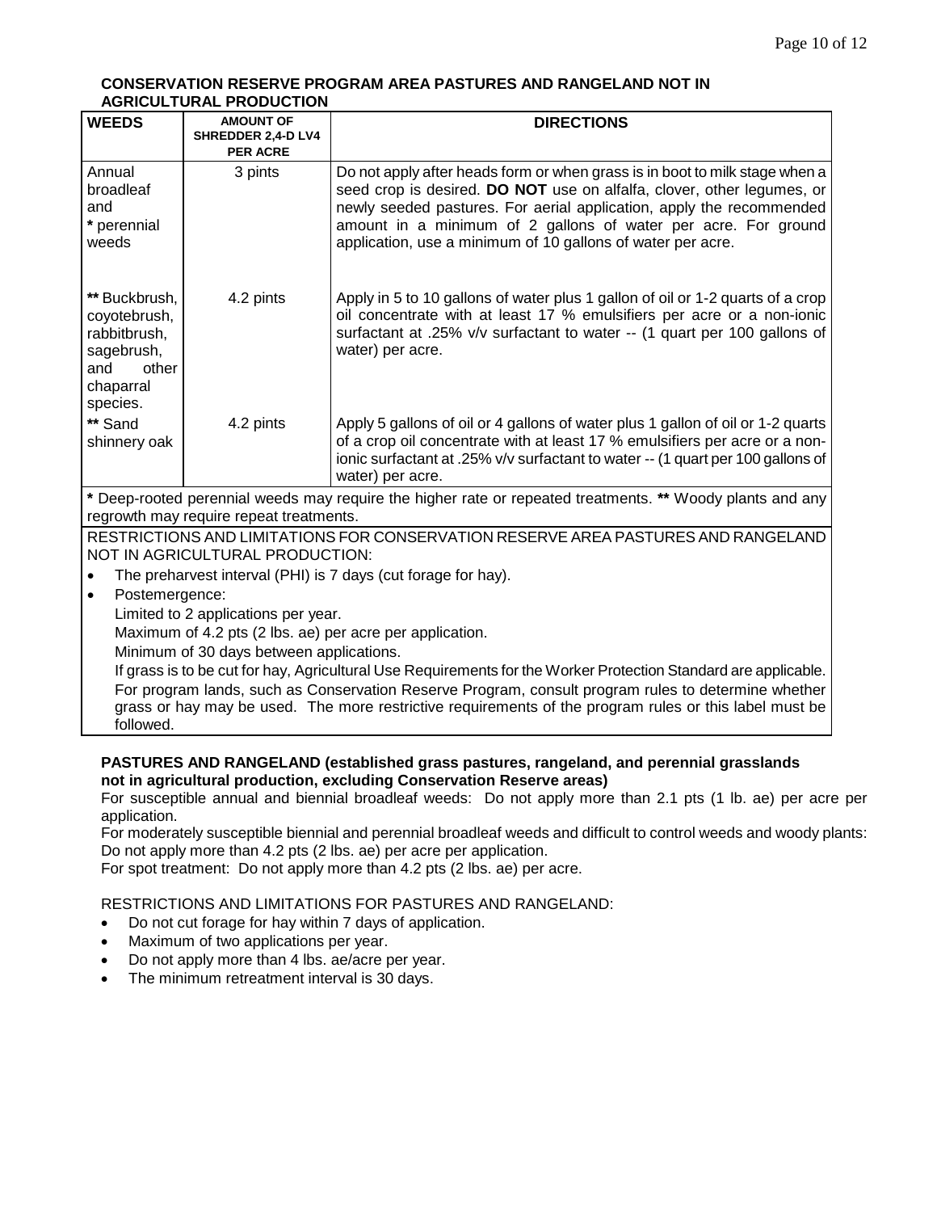### CONSERVATION RESERVE PROGRAM AREA PASTURES AND RANGELAND NOT IN AGRICULTURAL PRODUCTION

| WEEDS | AMOUNT OF SHREDDER 2,4-D LV4 PER ACRE | DIRECTIONS |
|---|---|---|
| Annual broadleaf and * perennial weeds | 3 pints | Do not apply after heads form or when grass is in boot to milk stage when a seed crop is desired. **DO NOT** use on alfalfa, clover, other legumes, or newly seeded pastures. For aerial application, apply the recommended amount in a minimum of 2 gallons of water per acre. For ground application, use a minimum of 10 gallons of water per acre. |
| ** Buckbrush, coyotebrush, rabbitbrush, sagebrush, and other chaparral species. | 4.2 pints | Apply in 5 to 10 gallons of water plus 1 gallon of oil or 1-2 quarts of a crop oil concentrate with at least 17 % emulsifiers per acre or a non-ionic surfactant at .25% v/v surfactant to water -- (1 quart per 100 gallons of water) per acre. |
| ** Sand shinnery oak | 4.2 pints | Apply 5 gallons of oil or 4 gallons of water plus 1 gallon of oil or 1-2 quarts of a crop oil concentrate with at least 17 % emulsifiers per acre or a non-ionic surfactant at .25% v/v surfactant to water -- (1 quart per 100 gallons of water) per acre. |

**\*** Deep-rooted perennial weeds may require the higher rate or repeated treatments. **\*\*** Woody plants and any regrowth may require repeat treatments.

RESTRICTIONS AND LIMITATIONS FOR CONSERVATION RESERVE AREA PASTURES AND RANGELAND NOT IN AGRICULTURAL PRODUCTION:

- The preharvest interval (PHI) is 7 days (cut forage for hay).
- Postemergence:
  Limited to 2 applications per year.
  Maximum of 4.2 pts (2 lbs. ae) per acre per application.
  Minimum of 30 days between applications.
  If grass is to be cut for hay, Agricultural Use Requirements for the Worker Protection Standard are applicable.
  For program lands, such as Conservation Reserve Program, consult program rules to determine whether grass or hay may be used. The more restrictive requirements of the program rules or this label must be followed.

**PASTURES AND RANGELAND (established grass pastures, rangeland, and perennial grasslands not in agricultural production, excluding Conservation Reserve areas)**

For susceptible annual and biennial broadleaf weeds: Do not apply more than 2.1 pts (1 lb. ae) per acre per application.

For moderately susceptible biennial and perennial broadleaf weeds and difficult to control weeds and woody plants: Do not apply more than 4.2 pts (2 lbs. ae) per acre per application.

For spot treatment: Do not apply more than 4.2 pts (2 lbs. ae) per acre.

RESTRICTIONS AND LIMITATIONS FOR PASTURES AND RANGELAND:

- Do not cut forage for hay within 7 days of application.
- Maximum of two applications per year.
- Do not apply more than 4 lbs. ae/acre per year.
- The minimum retreatment interval is 30 days.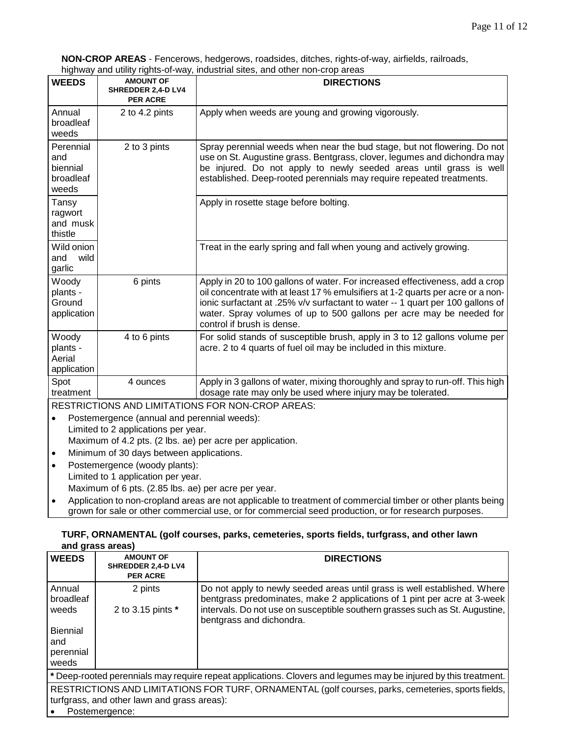**NON-CROP AREAS** - Fencerows, hedgerows, roadsides, ditches, rights-of-way, airfields, railroads, highway and utility rights-of-way, industrial sites, and other non-crop areas

| WEEDS | AMOUNT OF SHREDDER 2,4-D LV4 PER ACRE | DIRECTIONS |
|---|---|---|
| Annual broadleaf weeds | 2 to 4.2 pints | Apply when weeds are young and growing vigorously. |
| Perennial and biennial broadleaf weeds | 2 to 3 pints | Spray perennial weeds when near the bud stage, but not flowering. Do not use on St. Augustine grass. Bentgrass, clover, legumes and dichondra may be injured. Do not apply to newly seeded areas until grass is well established. Deep-rooted perennials may require repeated treatments. |
| Tansy ragwort and musk thistle | | Apply in rosette stage before bolting. |
| Wild onion and wild garlic | | Treat in the early spring and fall when young and actively growing. |
| Woody plants - Ground application | 6 pints | Apply in 20 to 100 gallons of water. For increased effectiveness, add a crop oil concentrate with at least 17 % emulsifiers at 1-2 quarts per acre or a non-ionic surfactant at .25% v/v surfactant to water -- 1 quart per 100 gallons of water. Spray volumes of up to 500 gallons per acre may be needed for control if brush is dense. |
| Woody plants - Aerial application | 4 to 6 pints | For solid stands of susceptible brush, apply in 3 to 12 gallons volume per acre. 2 to 4 quarts of fuel oil may be included in this mixture. |
| Spot treatment | 4 ounces | Apply in 3 gallons of water, mixing thoroughly and spray to run-off. This high dosage rate may only be used where injury may be tolerated. |

RESTRICTIONS AND LIMITATIONS FOR NON-CROP AREAS:

- Postemergence (annual and perennial weeds):
  Limited to 2 applications per year.
  Maximum of 4.2 pts. (2 lbs. ae) per acre per application.
- Minimum of 30 days between applications.
- Postemergence (woody plants):
  Limited to 1 application per year.
  Maximum of 6 pts. (2.85 lbs. ae) per acre per year.
- Application to non-cropland areas are not applicable to treatment of commercial timber or other plants being grown for sale or other commercial use, or for commercial seed production, or for research purposes.

**TURF, ORNAMENTAL (golf courses, parks, cemeteries, sports fields, turfgrass, and other lawn and grass areas)**

| WEEDS | AMOUNT OF SHREDDER 2,4-D LV4 PER ACRE | DIRECTIONS |
|---|---|---|
| Annual broadleaf weeds | 2 pints | Do not apply to newly seeded areas until grass is well established. Where bentgrass predominates, make 2 applications of 1 pint per acre at 3-week intervals. Do not use on susceptible southern grasses such as St. Augustine, bentgrass and dichondra. |
| Biennial and perennial weeds | 2 to 3.15 pints * | |

* Deep-rooted perennials may require repeat applications. Clovers and legumes may be injured by this treatment.

RESTRICTIONS AND LIMITATIONS FOR TURF, ORNAMENTAL (golf courses, parks, cemeteries, sports fields, turfgrass, and other lawn and grass areas):

- Postemergence: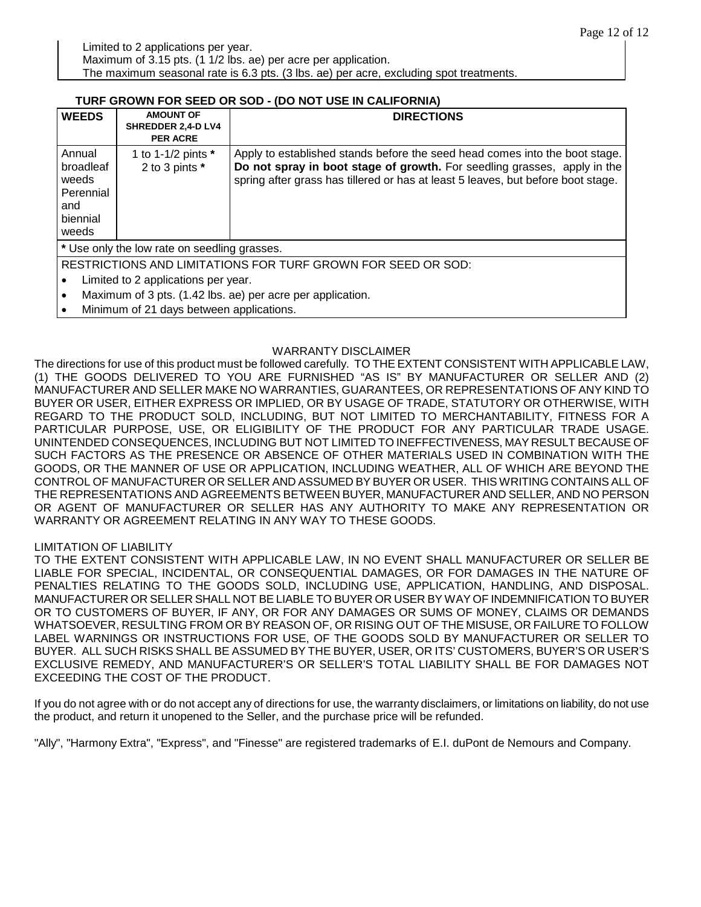Limited to 2 applications per year.
Maximum of 3.15 pts. (1 1/2 lbs. ae) per acre per application.
The maximum seasonal rate is 6.3 pts. (3 lbs. ae) per acre, excluding spot treatments.

### TURF GROWN FOR SEED OR SOD - (DO NOT USE IN CALIFORNIA)

| WEEDS | AMOUNT OF SHREDDER 2,4-D LV4 PER ACRE | DIRECTIONS |
|---|---|---|
| Annual broadleaf weeds<br>Perennial and biennial weeds | 1 to 1-1/2 pints *<br>2 to 3 pints * | Apply to established stands before the seed head comes into the boot stage. **Do not spray in boot stage of growth.** For seedling grasses, apply in the spring after grass has tillered or has at least 5 leaves, but before boot stage. |
| * Use only the low rate on seedling grasses. | | |

RESTRICTIONS AND LIMITATIONS FOR TURF GROWN FOR SEED OR SOD:

- Limited to 2 applications per year.
- Maximum of 3 pts. (1.42 lbs. ae) per acre per application.
- Minimum of 21 days between applications.

## WARRANTY DISCLAIMER

The directions for use of this product must be followed carefully. TO THE EXTENT CONSISTENT WITH APPLICABLE LAW, (1) THE GOODS DELIVERED TO YOU ARE FURNISHED "AS IS" BY MANUFACTURER OR SELLER AND (2) MANUFACTURER AND SELLER MAKE NO WARRANTIES, GUARANTEES, OR REPRESENTATIONS OF ANY KIND TO BUYER OR USER, EITHER EXPRESS OR IMPLIED, OR BY USAGE OF TRADE, STATUTORY OR OTHERWISE, WITH REGARD TO THE PRODUCT SOLD, INCLUDING, BUT NOT LIMITED TO MERCHANTABILITY, FITNESS FOR A PARTICULAR PURPOSE, USE, OR ELIGIBILITY OF THE PRODUCT FOR ANY PARTICULAR TRADE USAGE. UNINTENDED CONSEQUENCES, INCLUDING BUT NOT LIMITED TO INEFFECTIVENESS, MAY RESULT BECAUSE OF SUCH FACTORS AS THE PRESENCE OR ABSENCE OF OTHER MATERIALS USED IN COMBINATION WITH THE GOODS, OR THE MANNER OF USE OR APPLICATION, INCLUDING WEATHER, ALL OF WHICH ARE BEYOND THE CONTROL OF MANUFACTURER OR SELLER AND ASSUMED BY BUYER OR USER. THIS WRITING CONTAINS ALL OF THE REPRESENTATIONS AND AGREEMENTS BETWEEN BUYER, MANUFACTURER AND SELLER, AND NO PERSON OR AGENT OF MANUFACTURER OR SELLER HAS ANY AUTHORITY TO MAKE ANY REPRESENTATION OR WARRANTY OR AGREEMENT RELATING IN ANY WAY TO THESE GOODS.

## LIMITATION OF LIABILITY

TO THE EXTENT CONSISTENT WITH APPLICABLE LAW, IN NO EVENT SHALL MANUFACTURER OR SELLER BE LIABLE FOR SPECIAL, INCIDENTAL, OR CONSEQUENTIAL DAMAGES, OR FOR DAMAGES IN THE NATURE OF PENALTIES RELATING TO THE GOODS SOLD, INCLUDING USE, APPLICATION, HANDLING, AND DISPOSAL. MANUFACTURER OR SELLER SHALL NOT BE LIABLE TO BUYER OR USER BY WAY OF INDEMNIFICATION TO BUYER OR TO CUSTOMERS OF BUYER, IF ANY, OR FOR ANY DAMAGES OR SUMS OF MONEY, CLAIMS OR DEMANDS WHATSOEVER, RESULTING FROM OR BY REASON OF, OR RISING OUT OF THE MISUSE, OR FAILURE TO FOLLOW LABEL WARNINGS OR INSTRUCTIONS FOR USE, OF THE GOODS SOLD BY MANUFACTURER OR SELLER TO BUYER. ALL SUCH RISKS SHALL BE ASSUMED BY THE BUYER, USER, OR ITS' CUSTOMERS, BUYER'S OR USER'S EXCLUSIVE REMEDY, AND MANUFACTURER'S OR SELLER'S TOTAL LIABILITY SHALL BE FOR DAMAGES NOT EXCEEDING THE COST OF THE PRODUCT.

If you do not agree with or do not accept any of directions for use, the warranty disclaimers, or limitations on liability, do not use the product, and return it unopened to the Seller, and the purchase price will be refunded.

"Ally", "Harmony Extra", "Express", and "Finesse" are registered trademarks of E.I. duPont de Nemours and Company.